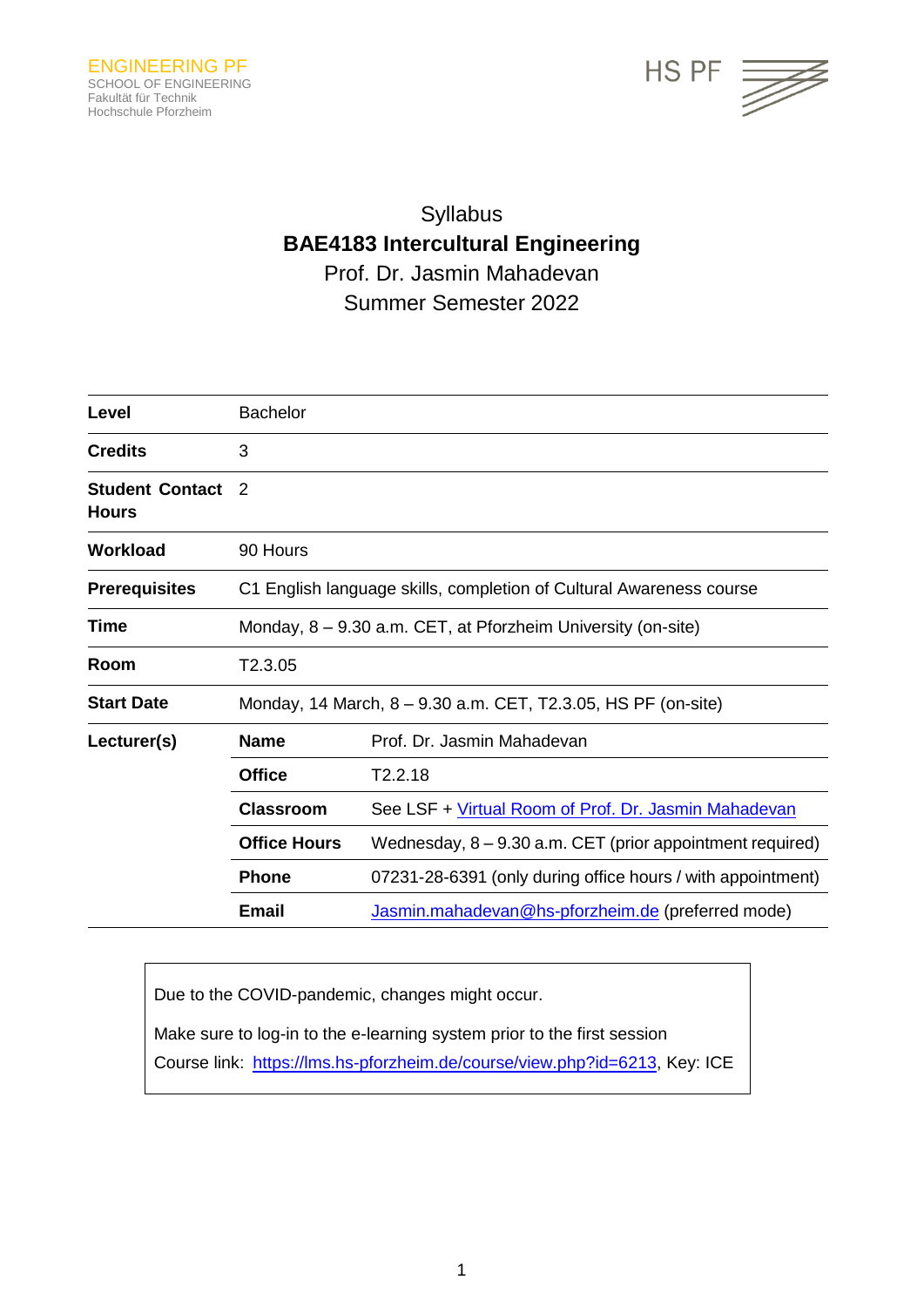ENGINEERING PF
SCHOOL OF ENGINEERING
Fakultät für Technik
Hochschule Pforzheim

HS PF

# Syllabus
# BAE4183 Intercultural Engineering
Prof. Dr. Jasmin Mahadevan
Summer Semester 2022

| | | |
|---|---|---|
| **Level** | Bachelor | |
| **Credits** | 3 | |
| **Student Contact Hours** | 2 | |
| **Workload** | 90 Hours | |
| **Prerequisites** | C1 English language skills, completion of Cultural Awareness course | |
| **Time** | Monday, 8 – 9.30 a.m. CET, at Pforzheim University (on-site) | |
| **Room** | T2.3.05 | |
| **Start Date** | Monday, 14 March, 8 – 9.30 a.m. CET, T2.3.05, HS PF (on-site) | |
| **Lecturer(s)** | **Name** | Prof. Dr. Jasmin Mahadevan |
| | **Office** | T2.2.18 |
| | **Classroom** | See LSF + Virtual Room of Prof. Dr. Jasmin Mahadevan |
| | **Office Hours** | Wednesday, 8 – 9.30 a.m. CET (prior appointment required) |
| | **Phone** | 07231-28-6391 (only during office hours / with appointment) |
| | **Email** | Jasmin.mahadevan@hs-pforzheim.de (preferred mode) |

Due to the COVID-pandemic, changes might occur.

Make sure to log-in to the e-learning system prior to the first session
Course link: https://lms.hs-pforzheim.de/course/view.php?id=6213, Key: ICE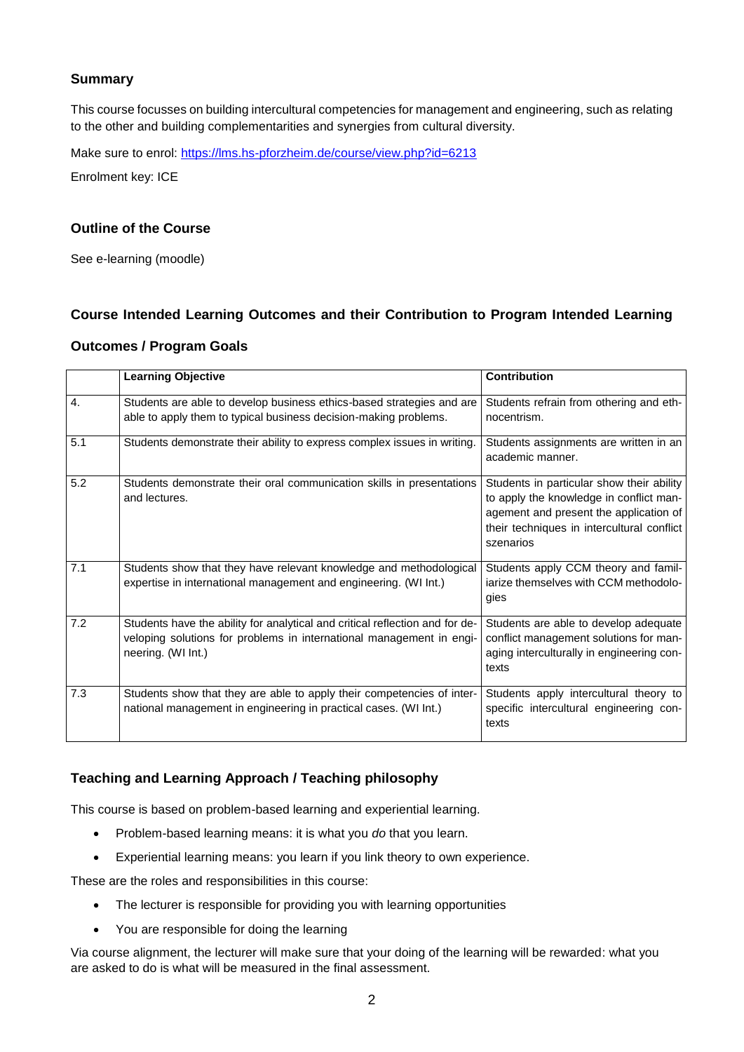## Summary

This course focusses on building intercultural competencies for management and engineering, such as relating to the other and building complementarities and synergies from cultural diversity.

Make sure to enrol: [https://lms.hs-pforzheim.de/course/view.php?id=6213](https://lms.hs-pforzheim.de/course/view.php?id=6213)

Enrolment key: ICE

## Outline of the Course

See e-learning (moodle)

## Course Intended Learning Outcomes and their Contribution to Program Intended Learning Outcomes / Program Goals

| | Learning Objective | Contribution |
|---|---|---|
| 4. | Students are able to develop business ethics-based strategies and are able to apply them to typical business decision-making problems. | Students refrain from othering and ethnocentrism. |
| 5.1 | Students demonstrate their ability to express complex issues in writing. | Students assignments are written in an academic manner. |
| 5.2 | Students demonstrate their oral communication skills in presentations and lectures. | Students in particular show their ability to apply the knowledge in conflict management and present the application of their techniques in intercultural conflict szenarios |
| 7.1 | Students show that they have relevant knowledge and methodological expertise in international management and engineering. (WI Int.) | Students apply CCM theory and familiarize themselves with CCM methodologies |
| 7.2 | Students have the ability for analytical and critical reflection and for developing solutions for problems in international management in engineering. (WI Int.) | Students are able to develop adequate conflict management solutions for managing interculturally in engineering contexts |
| 7.3 | Students show that they are able to apply their competencies of international management in engineering in practical cases. (WI Int.) | Students apply intercultural theory to specific intercultural engineering contexts |

## Teaching and Learning Approach / Teaching philosophy

This course is based on problem-based learning and experiential learning.

- Problem-based learning means: it is what you *do* that you learn.
- Experiential learning means: you learn if you link theory to own experience.

These are the roles and responsibilities in this course:

- The lecturer is responsible for providing you with learning opportunities
- You are responsible for doing the learning

Via course alignment, the lecturer will make sure that your doing of the learning will be rewarded: what you are asked to do is what will be measured in the final assessment.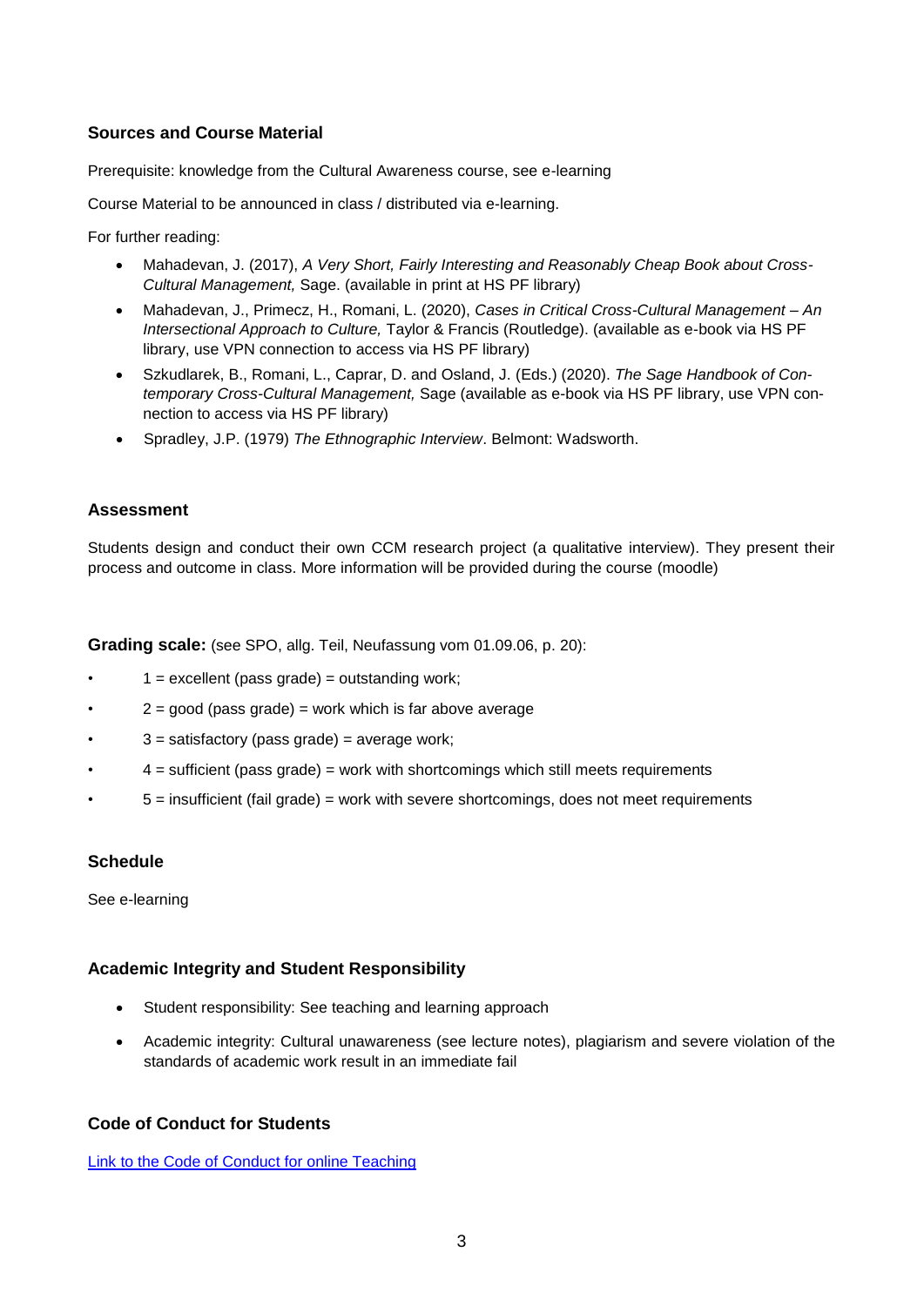## Sources and Course Material

Prerequisite: knowledge from the Cultural Awareness course, see e-learning

Course Material to be announced in class / distributed via e-learning.

For further reading:

- Mahadevan, J. (2017), *A Very Short, Fairly Interesting and Reasonably Cheap Book about Cross-Cultural Management,* Sage. (available in print at HS PF library)
- Mahadevan, J., Primecz, H., Romani, L. (2020), *Cases in Critical Cross-Cultural Management – An Intersectional Approach to Culture,* Taylor & Francis (Routledge). (available as e-book via HS PF library, use VPN connection to access via HS PF library)
- Szkudlarek, B., Romani, L., Caprar, D. and Osland, J. (Eds.) (2020). *The Sage Handbook of Contemporary Cross-Cultural Management,* Sage (available as e-book via HS PF library, use VPN connection to access via HS PF library)
- Spradley, J.P. (1979) *The Ethnographic Interview*. Belmont: Wadsworth.

## Assessment

Students design and conduct their own CCM research project (a qualitative interview). They present their process and outcome in class. More information will be provided during the course (moodle)

**Grading scale:** (see SPO, allg. Teil, Neufassung vom 01.09.06, p. 20):

- 1 = excellent (pass grade) = outstanding work;
- 2 = good (pass grade) = work which is far above average
- 3 = satisfactory (pass grade) = average work;
- 4 = sufficient (pass grade) = work with shortcomings which still meets requirements
- 5 = insufficient (fail grade) = work with severe shortcomings, does not meet requirements

## Schedule

See e-learning

## Academic Integrity and Student Responsibility

- Student responsibility: See teaching and learning approach
- Academic integrity: Cultural unawareness (see lecture notes), plagiarism and severe violation of the standards of academic work result in an immediate fail

## Code of Conduct for Students

Link to the Code of Conduct for online Teaching